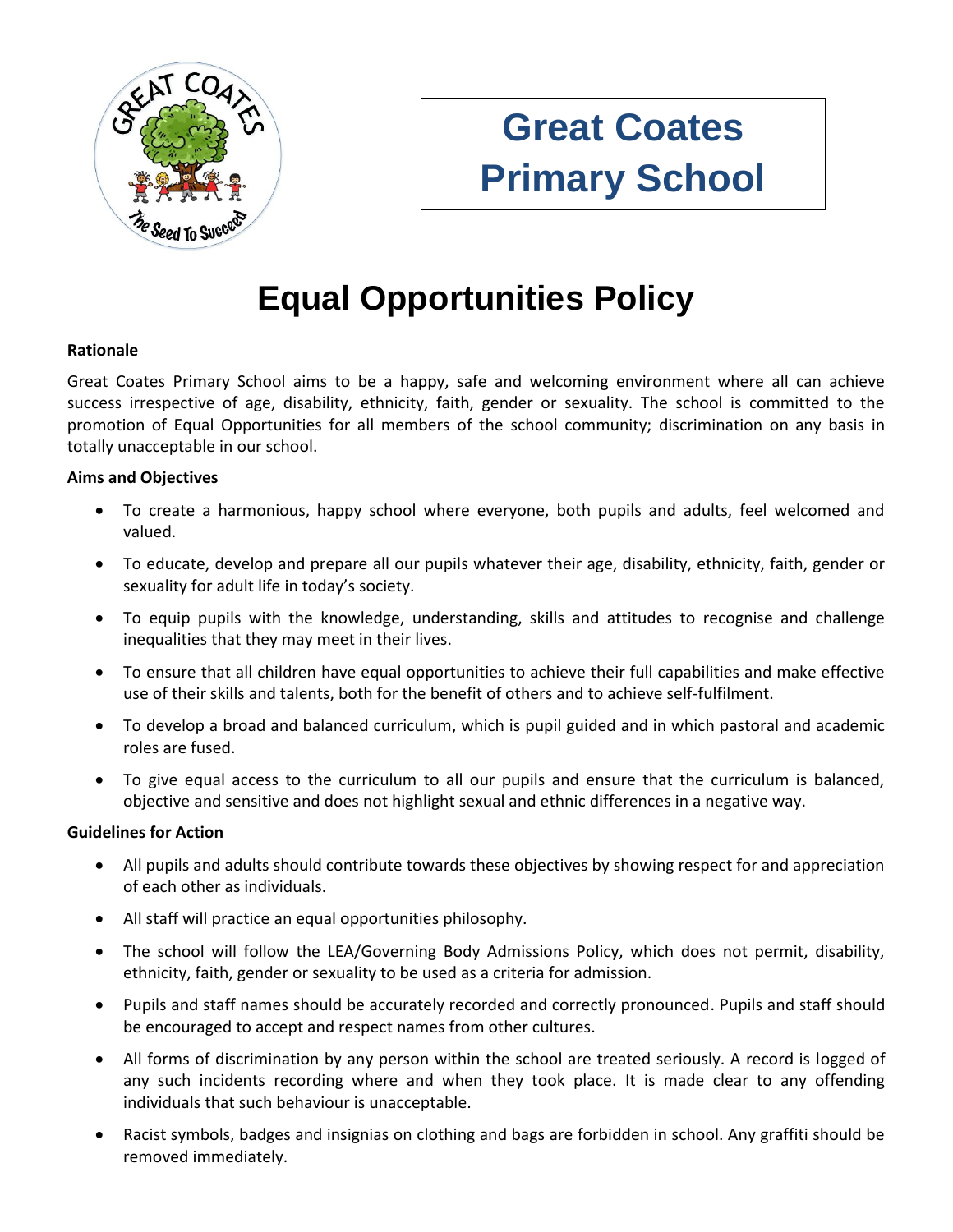# Great Coates Primary School

# Equal Opportunities Policy

**Rationale**

Great Coates Primary School aims to be a happy, safe and welcoming environment where all can achieve success irrespective of age, disability, ethnicity, faith, gender or sexuality. The school is committed to the promotion of Equal Opportunities for all members of the school community; discrimination on any basis in totally unacceptable in our school.

**Aims and Objectives**

- To create a harmonious, happy school where everyone, both pupils and adults, feel welcomed and valued.
- To educate, develop and prepare all our pupils whatever their age, disability, ethnicity, faith, gender or sexuality for adult life in today's society.
- To equip pupils with the knowledge, understanding, skills and attitudes to recognise and challenge inequalities that they may meet in their lives.
- To ensure that all children have equal opportunities to achieve their full capabilities and make effective use of their skills and talents, both for the benefit of others and to achieve self-fulfilment.
- To develop a broad and balanced curriculum, which is pupil guided and in which pastoral and academic roles are fused.
- To give equal access to the curriculum to all our pupils and ensure that the curriculum is balanced, objective and sensitive and does not highlight sexual and ethnic differences in a negative way.

**Guidelines for Action**

- All pupils and adults should contribute towards these objectives by showing respect for and appreciation of each other as individuals.
- All staff will practice an equal opportunities philosophy.
- The school will follow the LEA/Governing Body Admissions Policy, which does not permit, disability, ethnicity, faith, gender or sexuality to be used as a criteria for admission.
- Pupils and staff names should be accurately recorded and correctly pronounced. Pupils and staff should be encouraged to accept and respect names from other cultures.
- All forms of discrimination by any person within the school are treated seriously. A record is logged of any such incidents recording where and when they took place. It is made clear to any offending individuals that such behaviour is unacceptable.
- Racist symbols, badges and insignias on clothing and bags are forbidden in school. Any graffiti should be removed immediately.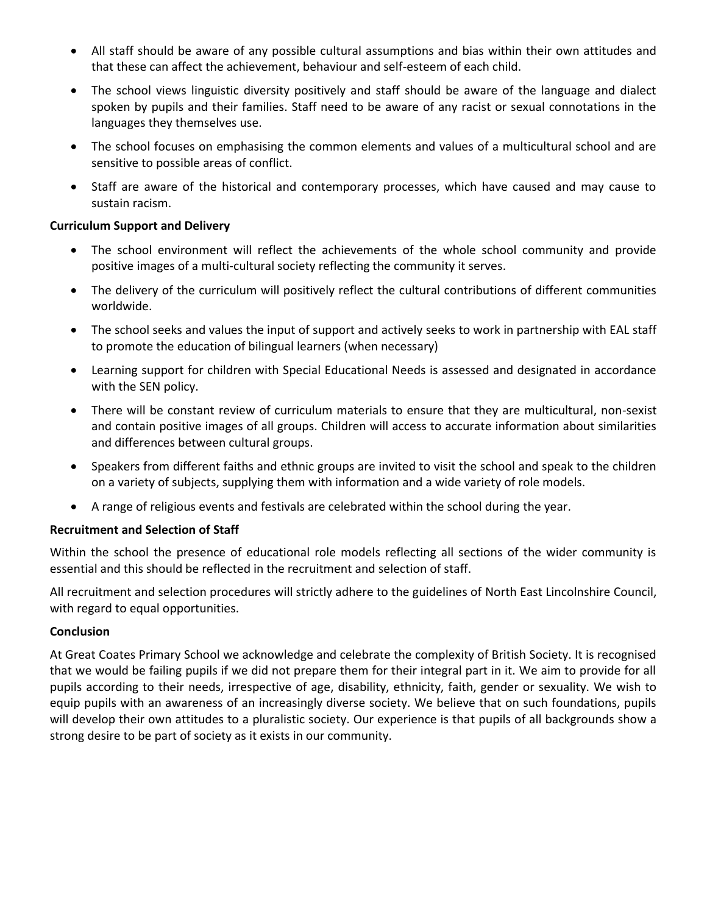- All staff should be aware of any possible cultural assumptions and bias within their own attitudes and that these can affect the achievement, behaviour and self-esteem of each child.
- The school views linguistic diversity positively and staff should be aware of the language and dialect spoken by pupils and their families. Staff need to be aware of any racist or sexual connotations in the languages they themselves use.
- The school focuses on emphasising the common elements and values of a multicultural school and are sensitive to possible areas of conflict.
- Staff are aware of the historical and contemporary processes, which have caused and may cause to sustain racism.

**Curriculum Support and Delivery**

- The school environment will reflect the achievements of the whole school community and provide positive images of a multi-cultural society reflecting the community it serves.
- The delivery of the curriculum will positively reflect the cultural contributions of different communities worldwide.
- The school seeks and values the input of support and actively seeks to work in partnership with EAL staff to promote the education of bilingual learners (when necessary)
- Learning support for children with Special Educational Needs is assessed and designated in accordance with the SEN policy.
- There will be constant review of curriculum materials to ensure that they are multicultural, non-sexist and contain positive images of all groups. Children will access to accurate information about similarities and differences between cultural groups.
- Speakers from different faiths and ethnic groups are invited to visit the school and speak to the children on a variety of subjects, supplying them with information and a wide variety of role models.
- A range of religious events and festivals are celebrated within the school during the year.

**Recruitment and Selection of Staff**

Within the school the presence of educational role models reflecting all sections of the wider community is essential and this should be reflected in the recruitment and selection of staff.

All recruitment and selection procedures will strictly adhere to the guidelines of North East Lincolnshire Council, with regard to equal opportunities.

**Conclusion**

At Great Coates Primary School we acknowledge and celebrate the complexity of British Society. It is recognised that we would be failing pupils if we did not prepare them for their integral part in it. We aim to provide for all pupils according to their needs, irrespective of age, disability, ethnicity, faith, gender or sexuality. We wish to equip pupils with an awareness of an increasingly diverse society. We believe that on such foundations, pupils will develop their own attitudes to a pluralistic society. Our experience is that pupils of all backgrounds show a strong desire to be part of society as it exists in our community.